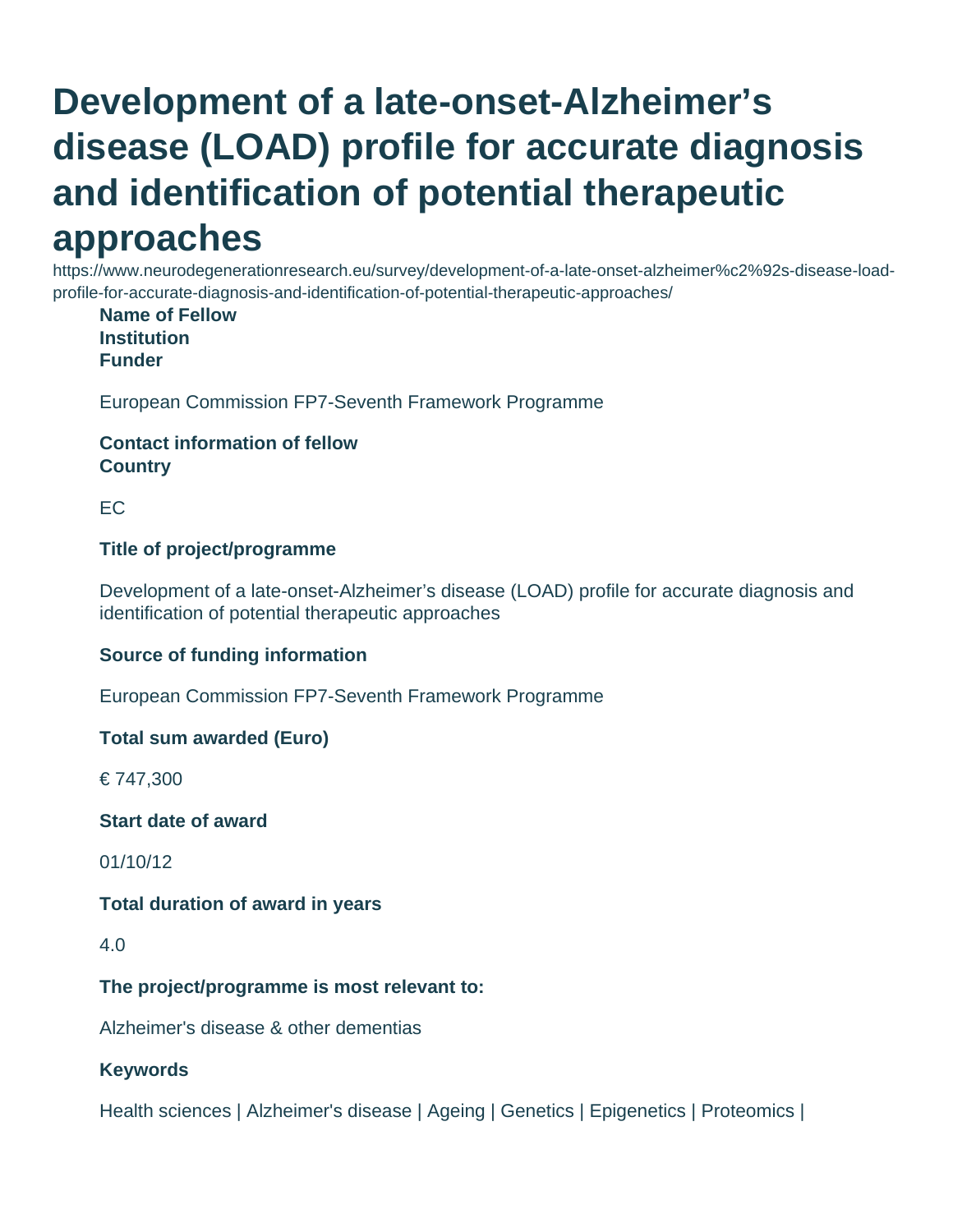# Development of a late-onset-Alzheimer’s disease (LOAD) profile for accurate diagnosis and identification of potential therapeutic approaches

https://www.neurodegenerationresearch.eu/survey/development-of-a-late-onset-alzheimer%c2%92s-disease-load-profile-for-accurate-diagnosis-and-identification-of-potential-therapeutic-approaches/

**Name of Fellow**

**Institution**

**Funder**

European Commission FP7-Seventh Framework Programme

**Contact information of fellow**

**Country**

EC

**Title of project/programme**

Development of a late-onset-Alzheimer’s disease (LOAD) profile for accurate diagnosis and identification of potential therapeutic approaches

**Source of funding information**

European Commission FP7-Seventh Framework Programme

**Total sum awarded (Euro)**

€ 747,300

**Start date of award**

01/10/12

**Total duration of award in years**

4.0

**The project/programme is most relevant to:**

Alzheimer's disease & other dementias

**Keywords**

Health sciences | Alzheimer's disease | Ageing | Genetics | Epigenetics | Proteomics |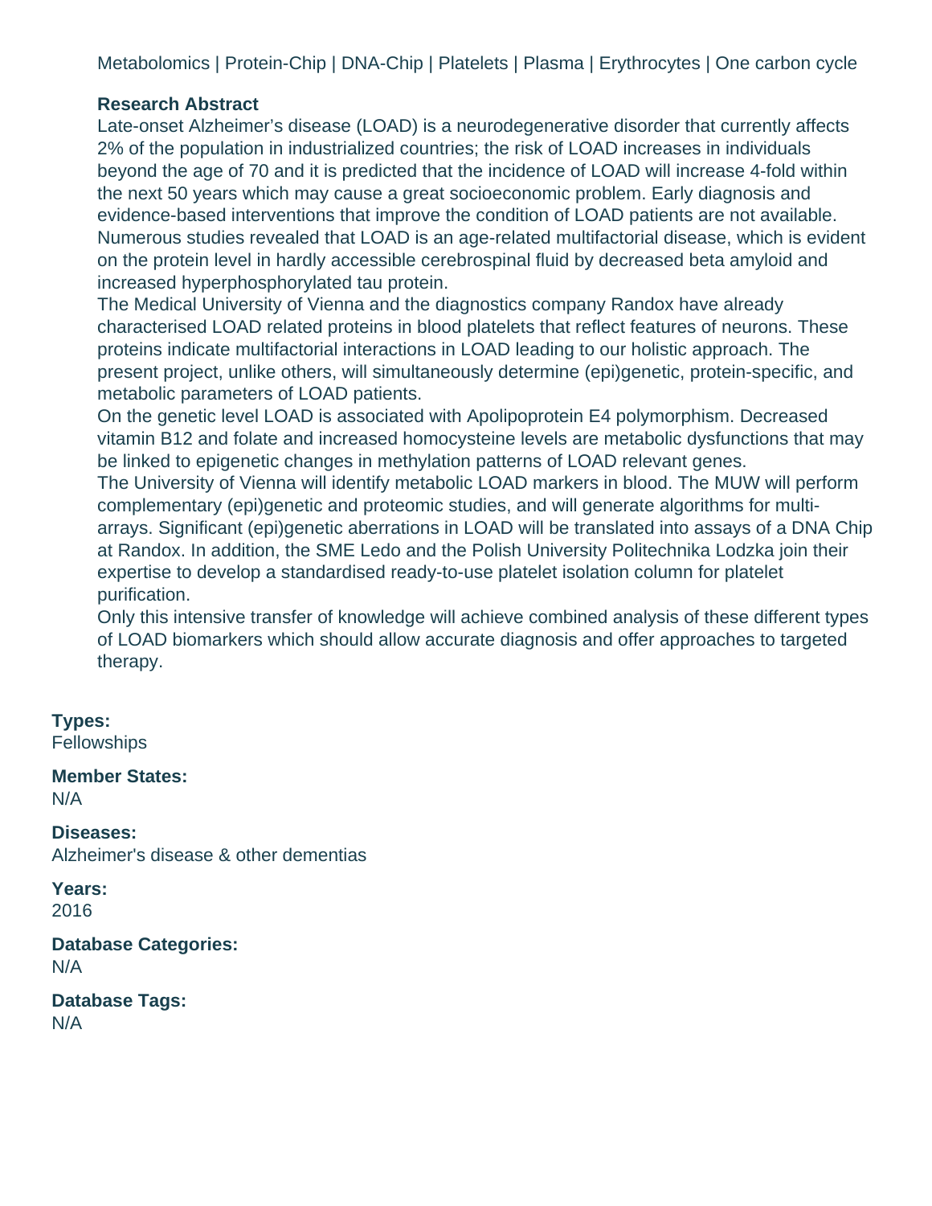Metabolomics | Protein-Chip | DNA-Chip | Platelets | Plasma | Erythrocytes | One carbon cycle

**Research Abstract**

Late-onset Alzheimer's disease (LOAD) is a neurodegenerative disorder that currently affects 2% of the population in industrialized countries; the risk of LOAD increases in individuals beyond the age of 70 and it is predicted that the incidence of LOAD will increase 4-fold within the next 50 years which may cause a great socioeconomic problem. Early diagnosis and evidence-based interventions that improve the condition of LOAD patients are not available. Numerous studies revealed that LOAD is an age-related multifactorial disease, which is evident on the protein level in hardly accessible cerebrospinal fluid by decreased beta amyloid and increased hyperphosphorylated tau protein.

The Medical University of Vienna and the diagnostics company Randox have already characterised LOAD related proteins in blood platelets that reflect features of neurons. These proteins indicate multifactorial interactions in LOAD leading to our holistic approach. The present project, unlike others, will simultaneously determine (epi)genetic, protein-specific, and metabolic parameters of LOAD patients.

On the genetic level LOAD is associated with Apolipoprotein E4 polymorphism. Decreased vitamin B12 and folate and increased homocysteine levels are metabolic dysfunctions that may be linked to epigenetic changes in methylation patterns of LOAD relevant genes.

The University of Vienna will identify metabolic LOAD markers in blood. The MUW will perform complementary (epi)genetic and proteomic studies, and will generate algorithms for multi-arrays. Significant (epi)genetic aberrations in LOAD will be translated into assays of a DNA Chip at Randox. In addition, the SME Ledo and the Polish University Politechnika Lodzka join their expertise to develop a standardised ready-to-use platelet isolation column for platelet purification.

Only this intensive transfer of knowledge will achieve combined analysis of these different types of LOAD biomarkers which should allow accurate diagnosis and offer approaches to targeted therapy.

**Types:**
Fellowships

**Member States:**
N/A

**Diseases:**
Alzheimer's disease & other dementias

**Years:**
2016

**Database Categories:**
N/A

**Database Tags:**
N/A